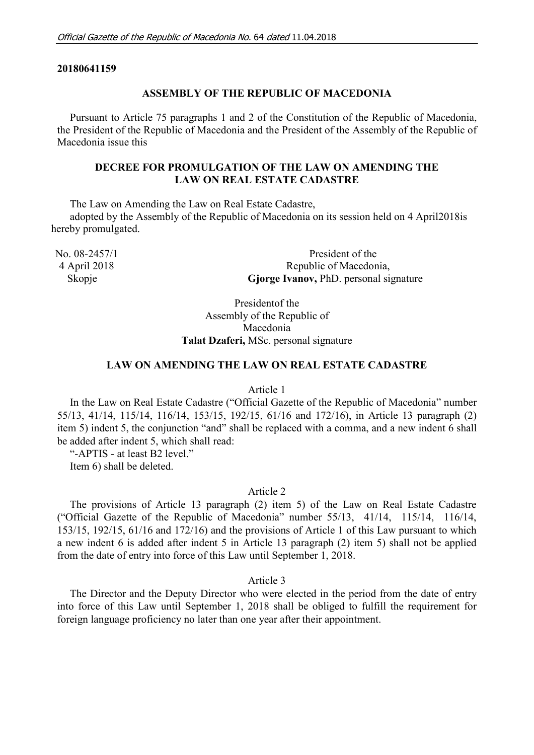**20180641159**

## ASSEMBLY OF THE REPUBLIC OF MACEDONIA

Pursuant to Article 75 paragraphs 1 and 2 of the Constitution of the Republic of Macedonia, the President of the Republic of Macedonia and the President of the Assembly of the Republic of Macedonia issue this

## DECREE FOR PROMULGATION OF THE LAW ON AMENDING THE LAW ON REAL ESTATE CADASTRE

The Law on Amending the Law on Real Estate Cadastre,

adopted by the Assembly of the Republic of Macedonia on its session held on 4 April2018is hereby promulgated.

No. 08-2457/1
4 April 2018
Skopje

President of the
Republic of Macedonia,
**Gjorge Ivanov,** PhD. personal signature

Presidentof the
Assembly of the Republic of
Macedonia
**Talat Dzaferi,** MSc. personal signature

## LAW ON AMENDING THE LAW ON REAL ESTATE CADASTRE

Article 1

In the Law on Real Estate Cadastre ("Official Gazette of the Republic of Macedonia" number 55/13, 41/14, 115/14, 116/14, 153/15, 192/15, 61/16 and 172/16), in Article 13 paragraph (2) item 5) indent 5, the conjunction "and" shall be replaced with a comma, and a new indent 6 shall be added after indent 5, which shall read:

"-APTIS - at least B2 level."

Item 6) shall be deleted.

Article 2

The provisions of Article 13 paragraph (2) item 5) of the Law on Real Estate Cadastre ("Official Gazette of the Republic of Macedonia" number 55/13, 41/14, 115/14, 116/14, 153/15, 192/15, 61/16 and 172/16) and the provisions of Article 1 of this Law pursuant to which a new indent 6 is added after indent 5 in Article 13 paragraph (2) item 5) shall not be applied from the date of entry into force of this Law until September 1, 2018.

Article 3

The Director and the Deputy Director who were elected in the period from the date of entry into force of this Law until September 1, 2018 shall be obliged to fulfill the requirement for foreign language proficiency no later than one year after their appointment.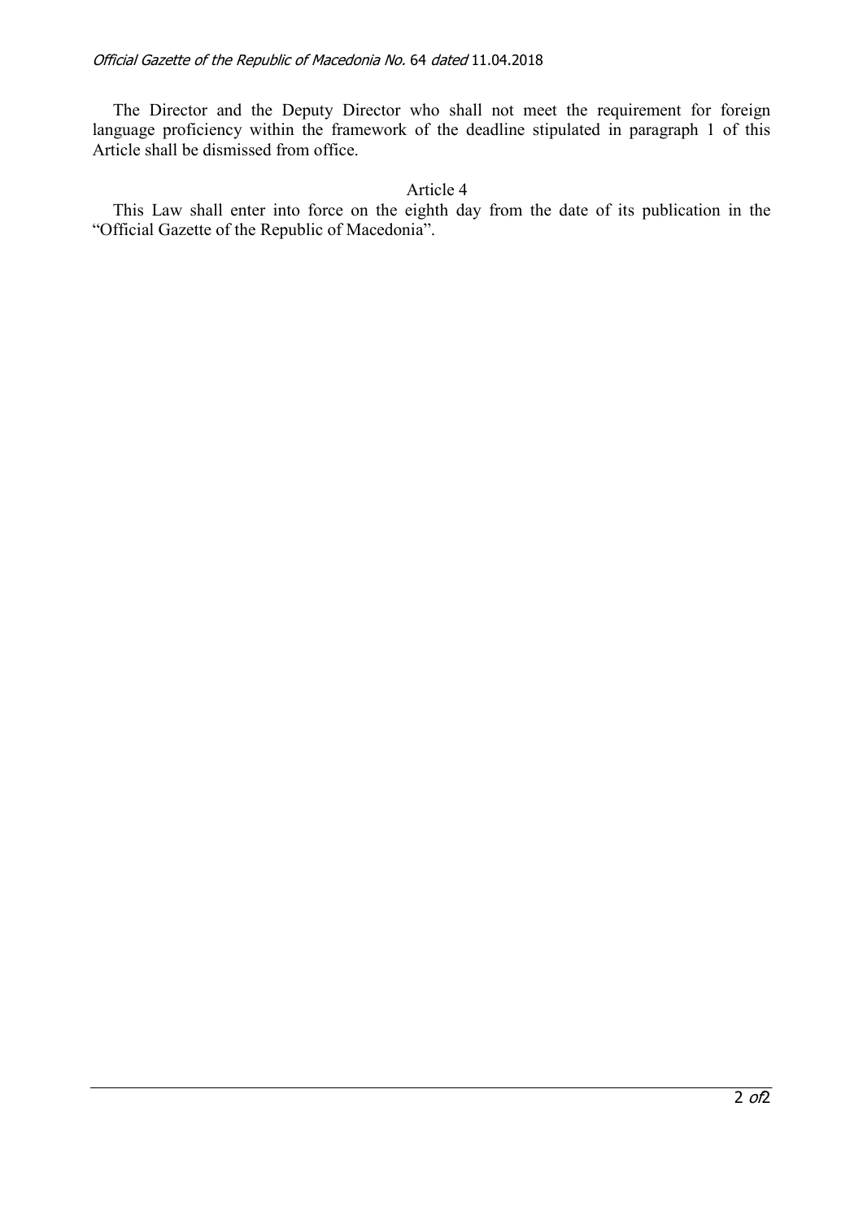The Director and the Deputy Director who shall not meet the requirement for foreign language proficiency within the framework of the deadline stipulated in paragraph 1 of this Article shall be dismissed from office.

Article 4

This Law shall enter into force on the eighth day from the date of its publication in the "Official Gazette of the Republic of Macedonia".